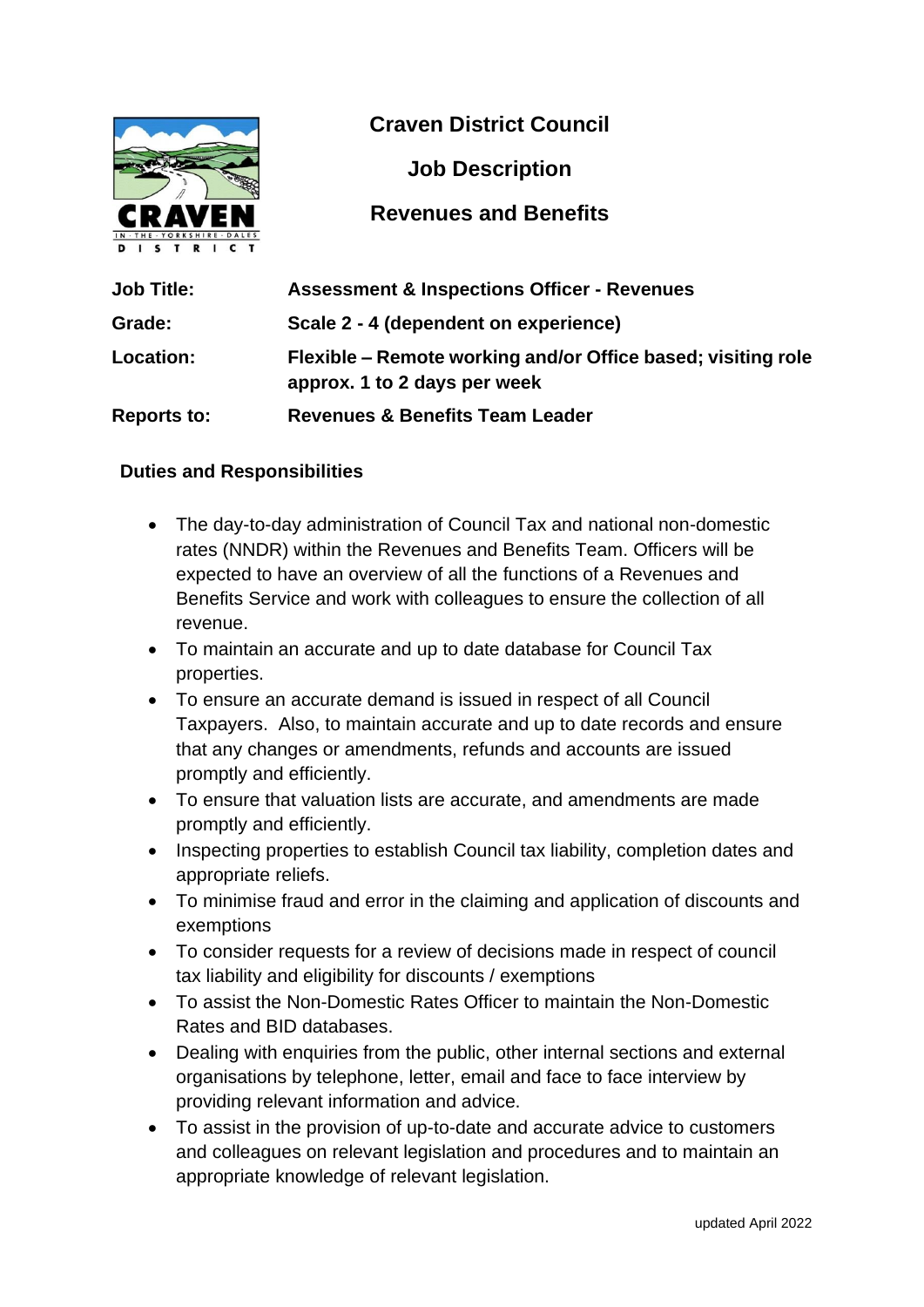# Craven District Council

## Job Description

## Revenues and Benefits

| | |
|---|---|
| **Job Title:** | **Assessment & Inspections Officer - Revenues** |
| **Grade:** | **Scale 2 - 4 (dependent on experience)** |
| **Location:** | **Flexible – Remote working and/or Office based; visiting role approx. 1 to 2 days per week** |
| **Reports to:** | **Revenues & Benefits Team Leader** |

### Duties and Responsibilities

- The day-to-day administration of Council Tax and national non-domestic rates (NNDR) within the Revenues and Benefits Team. Officers will be expected to have an overview of all the functions of a Revenues and Benefits Service and work with colleagues to ensure the collection of all revenue.
- To maintain an accurate and up to date database for Council Tax properties.
- To ensure an accurate demand is issued in respect of all Council Taxpayers. Also, to maintain accurate and up to date records and ensure that any changes or amendments, refunds and accounts are issued promptly and efficiently.
- To ensure that valuation lists are accurate, and amendments are made promptly and efficiently.
- Inspecting properties to establish Council tax liability, completion dates and appropriate reliefs.
- To minimise fraud and error in the claiming and application of discounts and exemptions
- To consider requests for a review of decisions made in respect of council tax liability and eligibility for discounts / exemptions
- To assist the Non-Domestic Rates Officer to maintain the Non-Domestic Rates and BID databases.
- Dealing with enquiries from the public, other internal sections and external organisations by telephone, letter, email and face to face interview by providing relevant information and advice.
- To assist in the provision of up-to-date and accurate advice to customers and colleagues on relevant legislation and procedures and to maintain an appropriate knowledge of relevant legislation.

updated April 2022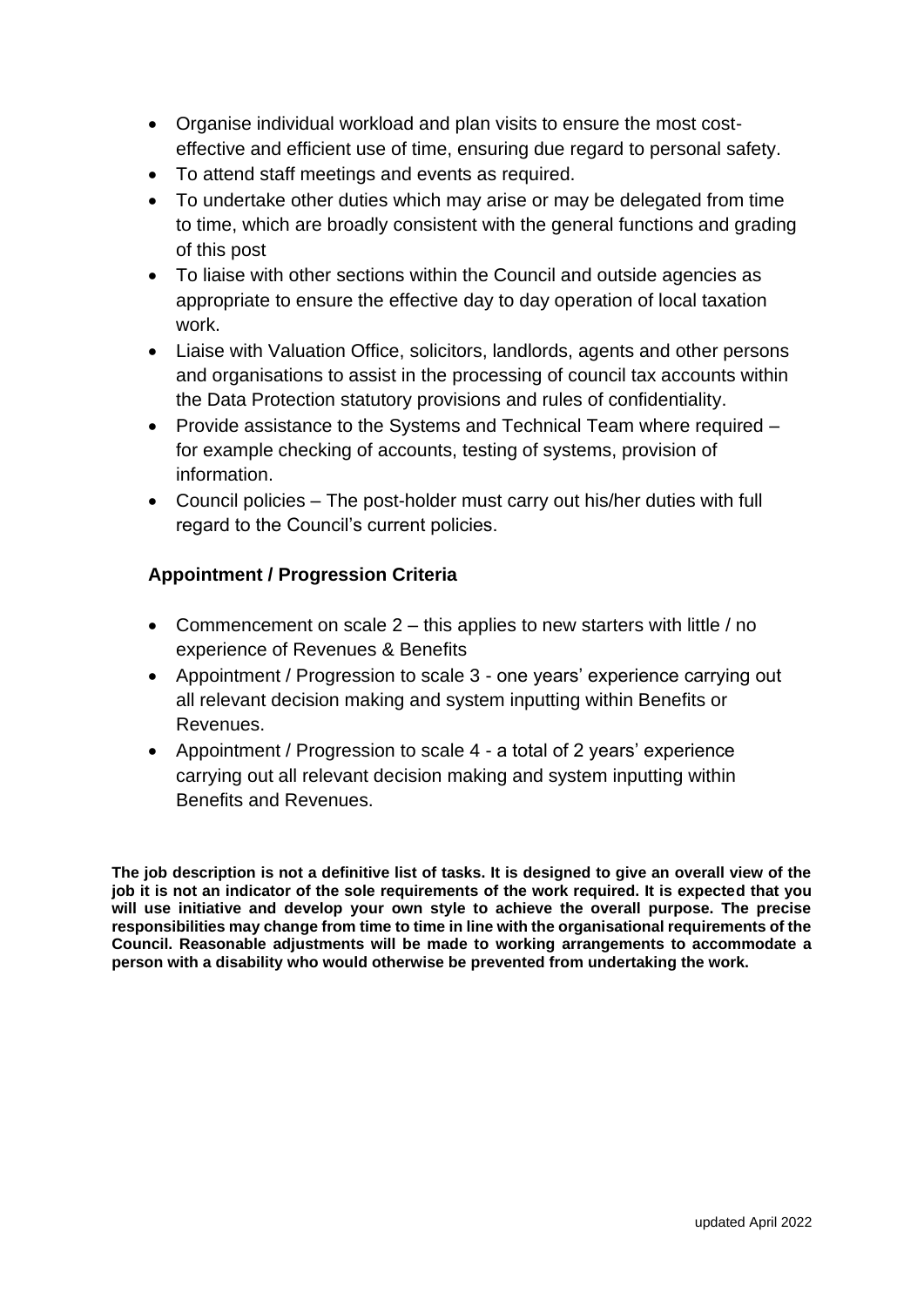- Organise individual workload and plan visits to ensure the most cost-effective and efficient use of time, ensuring due regard to personal safety.
- To attend staff meetings and events as required.
- To undertake other duties which may arise or may be delegated from time to time, which are broadly consistent with the general functions and grading of this post
- To liaise with other sections within the Council and outside agencies as appropriate to ensure the effective day to day operation of local taxation work.
- Liaise with Valuation Office, solicitors, landlords, agents and other persons and organisations to assist in the processing of council tax accounts within the Data Protection statutory provisions and rules of confidentiality.
- Provide assistance to the Systems and Technical Team where required – for example checking of accounts, testing of systems, provision of information.
- Council policies – The post-holder must carry out his/her duties with full regard to the Council's current policies.

### Appointment / Progression Criteria

- Commencement on scale 2 – this applies to new starters with little / no experience of Revenues & Benefits
- Appointment / Progression to scale 3 - one years' experience carrying out all relevant decision making and system inputting within Benefits or Revenues.
- Appointment / Progression to scale 4 - a total of 2 years' experience carrying out all relevant decision making and system inputting within Benefits and Revenues.

**The job description is not a definitive list of tasks. It is designed to give an overall view of the job it is not an indicator of the sole requirements of the work required. It is expected that you will use initiative and develop your own style to achieve the overall purpose. The precise responsibilities may change from time to time in line with the organisational requirements of the Council. Reasonable adjustments will be made to working arrangements to accommodate a person with a disability who would otherwise be prevented from undertaking the work.**

updated April 2022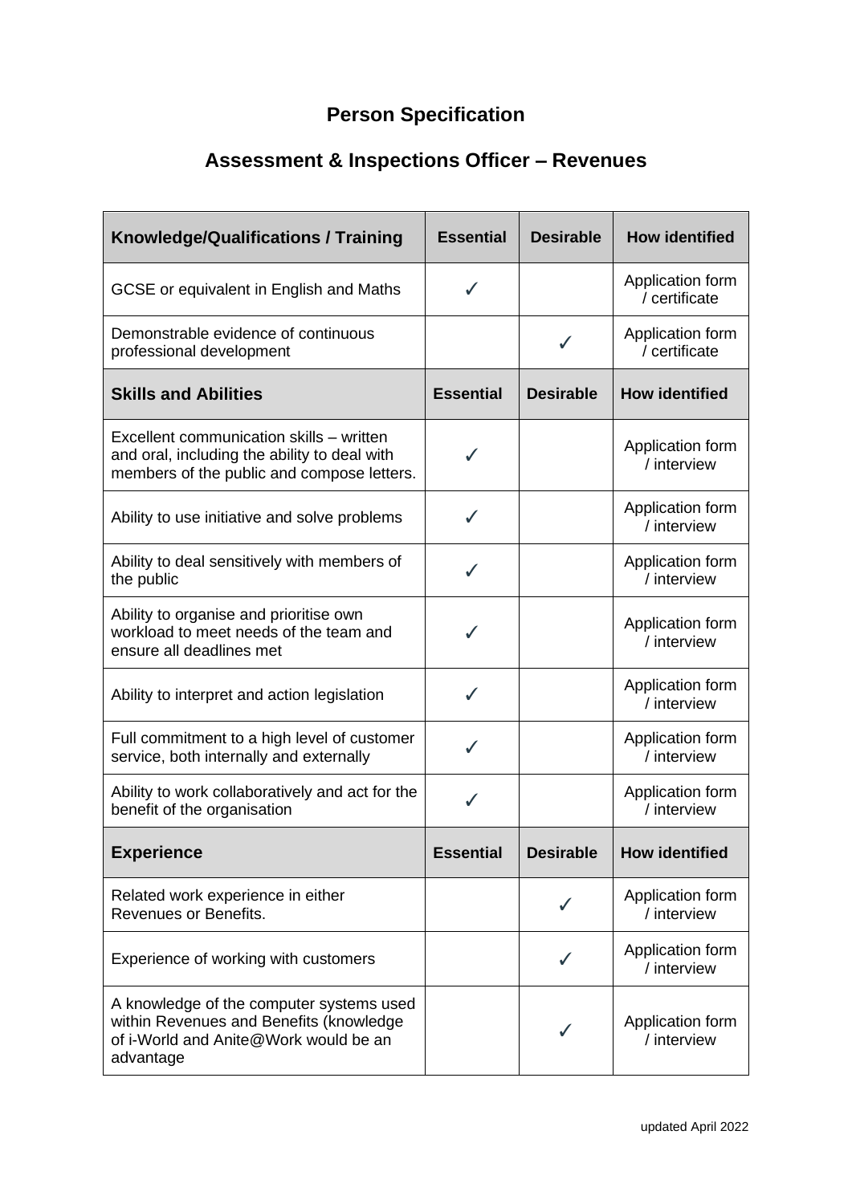# Person Specification

## Assessment & Inspections Officer – Revenues

| Knowledge/Qualifications / Training | Essential | Desirable | How identified |
|---|---|---|---|
| GCSE or equivalent in English and Maths | ✓ | | Application form / certificate |
| Demonstrable evidence of continuous professional development | | ✓ | Application form / certificate |
| **Skills and Abilities** | **Essential** | **Desirable** | **How identified** |
| Excellent communication skills – written and oral, including the ability to deal with members of the public and compose letters. | ✓ | | Application form / interview |
| Ability to use initiative and solve problems | ✓ | | Application form / interview |
| Ability to deal sensitively with members of the public | ✓ | | Application form / interview |
| Ability to organise and prioritise own workload to meet needs of the team and ensure all deadlines met | ✓ | | Application form / interview |
| Ability to interpret and action legislation | ✓ | | Application form / interview |
| Full commitment to a high level of customer service, both internally and externally | ✓ | | Application form / interview |
| Ability to work collaboratively and act for the benefit of the organisation | ✓ | | Application form / interview |
| **Experience** | **Essential** | **Desirable** | **How identified** |
| Related work experience in either Revenues or Benefits. | | ✓ | Application form / interview |
| Experience of working with customers | | ✓ | Application form / interview |
| A knowledge of the computer systems used within Revenues and Benefits (knowledge of i-World and Anite@Work would be an advantage | | ✓ | Application form / interview |

updated April 2022